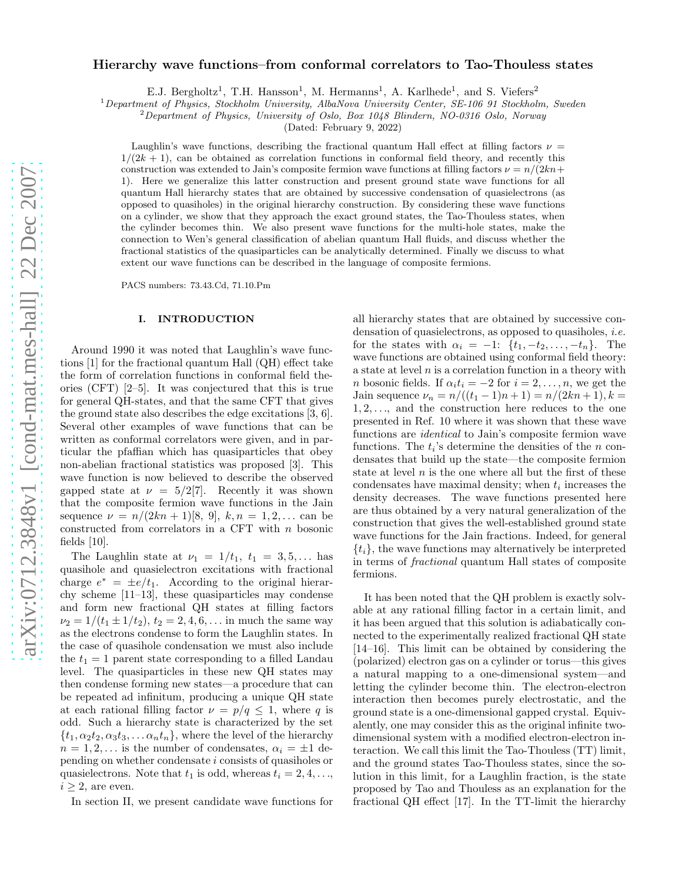# Hierarchy wave functions–from conformal correlators to Tao-Thouless states

E.J. Bergholtz[1], T.H. Hansson[1], M. Hermanns[1], A. Karlhede[1], and S. Viefers[2]

[1] *Department of Physics, Stockholm University, AlbaNova University Center, SE-106 91 Stockholm, Sweden*
[2] *Department of Physics, University of Oslo, Box 1048 Blindern, NO-0316 Oslo, Norway*

(Dated: February 9, 2022)

Laughlin's wave functions, describing the fractional quantum Hall effect at filling factors $\nu = 1/(2k+1)$, can be obtained as correlation functions in conformal field theory, and recently this construction was extended to Jain's composite fermion wave functions at filling factors $\nu = n/(2kn+1)$. Here we generalize this latter construction and present ground state wave functions for all quantum Hall hierarchy states that are obtained by successive condensation of quasielectrons (as opposed to quasiholes) in the original hierarchy construction. By considering these wave functions on a cylinder, we show that they approach the exact ground states, the Tao-Thouless states, when the cylinder becomes thin. We also present wave functions for the multi-hole states, make the connection to Wen's general classification of abelian quantum Hall fluids, and discuss whether the fractional statistics of the quasiparticles can be analytically determined. Finally we discuss to what extent our wave functions can be described in the language of composite fermions.

PACS numbers: 73.43.Cd, 71.10.Pm

## I. INTRODUCTION

Around 1990 it was noted that Laughlin's wave functions [1] for the fractional quantum Hall (QH) effect take the form of correlation functions in conformal field theories (CFT) [2–5]. It was conjectured that this is true for general QH-states, and that the same CFT that gives the ground state also describes the edge excitations [3, 6]. Several other examples of wave functions that can be written as conformal correlators were given, and in particular the pfaffian which has quasiparticles that obey non-abelian fractional statistics was proposed [3]. This wave function is now believed to describe the observed gapped state at $\nu = 5/2$[7]. Recently it was shown that the composite fermion wave functions in the Jain sequence $\nu = n/(2kn+1)$[8, 9], $k, n = 1, 2, \ldots$ can be constructed from correlators in a CFT with $n$ bosonic fields [10].

The Laughlin state at $\nu_1 = 1/t_1$, $t_1 = 3, 5, \ldots$ has quasihole and quasielectron excitations with fractional charge $e^* = \pm e/t_1$. According to the original hierarchy scheme [11–13], these quasiparticles may condense and form new fractional QH states at filling factors $\nu_2 = 1/(t_1 \pm 1/t_2)$, $t_2 = 2, 4, 6, \ldots$ in much the same way as the electrons condense to form the Laughlin states. In the case of quasihole condensation we must also include the $t_1 = 1$ parent state corresponding to a filled Landau level. The quasiparticles in these new QH states may then condense forming new states—a procedure that can be repeated ad infinitum, producing a unique QH state at each rational filling factor $\nu = p/q \leq 1$, where $q$ is odd. Such a hierarchy state is characterized by the set $\{t_1, \alpha_2 t_2, \alpha_3 t_3, \ldots \alpha_n t_n\}$, where the level of the hierarchy $n = 1, 2, \ldots$ is the number of condensates, $\alpha_i = \pm 1$ depending on whether condensate $i$ consists of quasiholes or quasielectrons. Note that $t_1$ is odd, whereas $t_i = 2, 4, \ldots$, $i \geq 2$, are even.

In section II, we present candidate wave functions for all hierarchy states that are obtained by successive condensation of quasielectrons, as opposed to quasiholes, *i.e.* for the states with $\alpha_i = -1$: $\{t_1, -t_2, \ldots, -t_n\}$. The wave functions are obtained using conformal field theory: a state at level $n$ is a correlation function in a theory with $n$ bosonic fields. If $\alpha_i t_i = -2$ for $i = 2, \ldots, n$, we get the Jain sequence $\nu_n = n/((t_1-1)n+1) = n/(2kn+1), k = 1, 2, \ldots$, and the construction here reduces to the one presented in Ref. 10 where it was shown that these wave functions are *identical* to Jain's composite fermion wave functions. The $t_i$'s determine the densities of the $n$ condensates that build up the state—the composite fermion state at level $n$ is the one where all but the first of these condensates have maximal density; when $t_i$ increases the density decreases. The wave functions presented here are thus obtained by a very natural generalization of the construction that gives the well-established ground state wave functions for the Jain fractions. Indeed, for general $\{t_i\}$, the wave functions may alternatively be interpreted in terms of *fractional* quantum Hall states of composite fermions.

It has been noted that the QH problem is exactly solvable at any rational filling factor in a certain limit, and it has been argued that this solution is adiabatically connected to the experimentally realized fractional QH state [14–16]. This limit can be obtained by considering the (polarized) electron gas on a cylinder or torus—this gives a natural mapping to a one-dimensional system—and letting the cylinder become thin. The electron-electron interaction then becomes purely electrostatic, and the ground state is a one-dimensional gapped crystal. Equivalently, one may consider this as the original infinite two-dimensional system with a modified electron-electron interaction. We call this limit the Tao-Thouless (TT) limit, and the ground states Tao-Thouless states, since the solution in this limit, for a Laughlin fraction, is the state proposed by Tao and Thouless as an explanation for the fractional QH effect [17]. In the TT-limit the hierarchy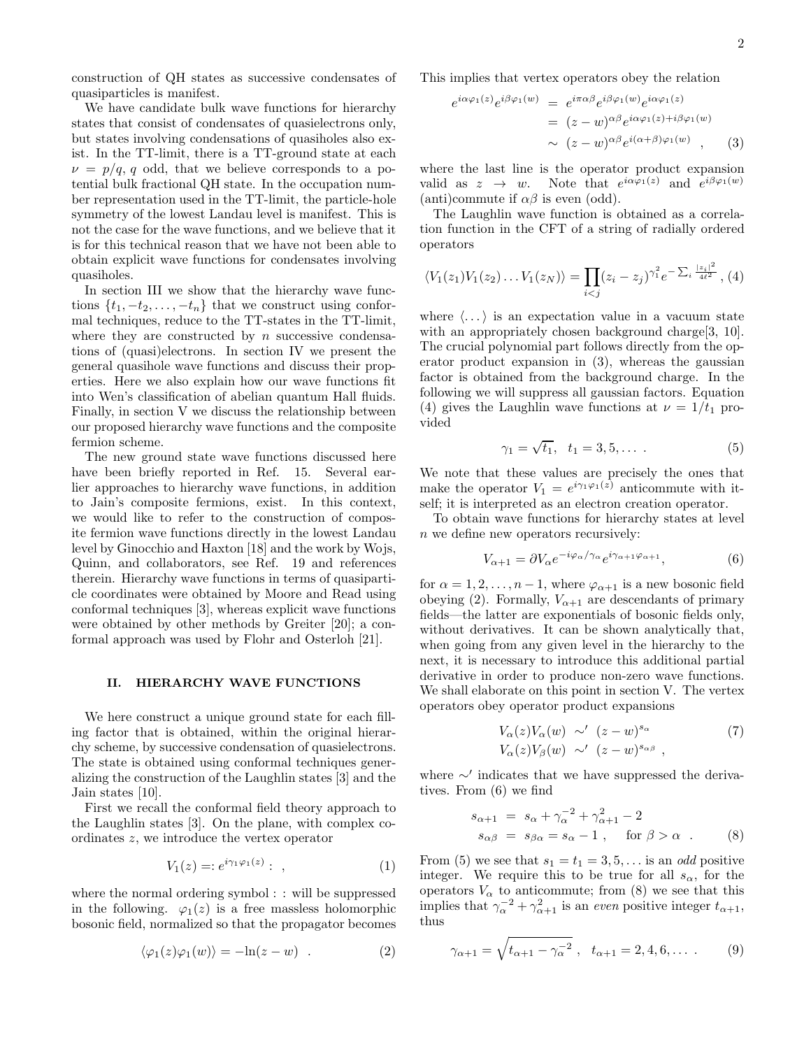construction of QH states as successive condensates of quasiparticles is manifest.

We have candidate bulk wave functions for hierarchy states that consist of condensates of quasielectrons only, but states involving condensations of quasiholes also exist. In the TT-limit, there is a TT-ground state at each $\nu = p/q$, $q$ odd, that we believe corresponds to a potential bulk fractional QH state. In the occupation number representation used in the TT-limit, the particle-hole symmetry of the lowest Landau level is manifest. This is not the case for the wave functions, and we believe that it is for this technical reason that we have not been able to obtain explicit wave functions for condensates involving quasiholes.

In section III we show that the hierarchy wave functions $\{t_1, -t_2, \ldots, -t_n\}$ that we construct using conformal techniques, reduce to the TT-states in the TT-limit, where they are constructed by $n$ successive condensations of (quasi)electrons. In section IV we present the general quasihole wave functions and discuss their properties. Here we also explain how our wave functions fit into Wen's classification of abelian quantum Hall fluids. Finally, in section V we discuss the relationship between our proposed hierarchy wave functions and the composite fermion scheme.

The new ground state wave functions discussed here have been briefly reported in Ref. 15. Several earlier approaches to hierarchy wave functions, in addition to Jain's composite fermions, exist. In this context, we would like to refer to the construction of composite fermion wave functions directly in the lowest Landau level by Ginocchio and Haxton [18] and the work by Wojs, Quinn, and collaborators, see Ref. 19 and references therein. Hierarchy wave functions in terms of quasiparticle coordinates were obtained by Moore and Read using conformal techniques [3], whereas explicit wave functions were obtained by other methods by Greiter [20]; a conformal approach was used by Flohr and Osterloh [21].

## II. HIERARCHY WAVE FUNCTIONS

We here construct a unique ground state for each filling factor that is obtained, within the original hierarchy scheme, by successive condensation of quasielectrons. The state is obtained using conformal techniques generalizing the construction of the Laughlin states [3] and the Jain states [10].

First we recall the conformal field theory approach to the Laughlin states [3]. On the plane, with complex coordinates $z$, we introduce the vertex operator

$$V_1(z) =: e^{i\gamma_1\varphi_1(z)} : \ , \tag{1}$$

where the normal ordering symbol : : will be suppressed in the following. $\varphi_1(z)$ is a free massless holomorphic bosonic field, normalized so that the propagator becomes

$$\langle \varphi_1(z)\varphi_1(w)\rangle = -\ln(z-w) \ . \tag{2}$$

This implies that vertex operators obey the relation

$$\begin{aligned} e^{i\alpha\varphi_1(z)}e^{i\beta\varphi_1(w)} &= e^{i\pi\alpha\beta}e^{i\beta\varphi_1(w)}e^{i\alpha\varphi_1(z)} \\ &= (z-w)^{\alpha\beta}e^{i\alpha\varphi_1(z)+i\beta\varphi_1(w)} \\ &\sim (z-w)^{\alpha\beta}e^{i(\alpha+\beta)\varphi_1(w)} \ , \end{aligned} \tag{3}$$

where the last line is the operator product expansion valid as $z \to w$. Note that $e^{i\alpha\varphi_1(z)}$ and $e^{i\beta\varphi_1(w)}$ (anti)commute if $\alpha\beta$ is even (odd).

The Laughlin wave function is obtained as a correlation function in the CFT of a string of radially ordered operators

$$\langle V_1(z_1)V_1(z_2)\ldots V_1(z_N)\rangle = \prod_{i<j}(z_i-z_j)^{\gamma_1^2}e^{-\sum_i \frac{|z_i|^2}{4\ell^2}} \ , \tag{4}$$

where $\langle \ldots \rangle$ is an expectation value in a vacuum state with an appropriately chosen background charge[3, 10]. The crucial polynomial part follows directly from the operator product expansion in (3), whereas the gaussian factor is obtained from the background charge. In the following we will suppress all gaussian factors. Equation (4) gives the Laughlin wave functions at $\nu = 1/t_1$ provided

$$\gamma_1 = \sqrt{t_1}, \ \ t_1 = 3, 5, \ldots \ . \tag{5}$$

We note that these values are precisely the ones that make the operator $V_1 = e^{i\gamma_1\varphi_1(z)}$ anticommute with itself; it is interpreted as an electron creation operator.

To obtain wave functions for hierarchy states at level $n$ we define new operators recursively:

$$V_{\alpha+1} = \partial V_\alpha e^{-i\varphi_\alpha/\gamma_\alpha}e^{i\gamma_{\alpha+1}\varphi_{\alpha+1}}, \tag{6}$$

for $\alpha = 1, 2, \ldots, n-1$, where $\varphi_{\alpha+1}$ is a new bosonic field obeying (2). Formally, $V_{\alpha+1}$ are descendants of primary fields—the latter are exponentials of bosonic fields only, without derivatives. It can be shown analytically that, when going from any given level in the hierarchy to the next, it is necessary to introduce this additional partial derivative in order to produce non-zero wave functions. We shall elaborate on this point in section V. The vertex operators obey operator product expansions

$$\begin{aligned} V_\alpha(z)V_\alpha(w) &\sim' (z-w)^{s_\alpha} \\ V_\alpha(z)V_\beta(w) &\sim' (z-w)^{s_{\alpha\beta}} \ , \end{aligned} \tag{7}$$

where $\sim'$ indicates that we have suppressed the derivatives. From (6) we find

$$\begin{aligned} s_{\alpha+1} &= s_\alpha + \gamma_\alpha^{-2} + \gamma_{\alpha+1}^2 - 2 \\ s_{\alpha\beta} &= s_{\beta\alpha} = s_\alpha - 1 \ , \quad \text{for } \beta > \alpha \ . \end{aligned} \tag{8}$$

From (5) we see that $s_1 = t_1 = 3, 5, \ldots$ is an *odd* positive integer. We require this to be true for all $s_\alpha$, for the operators $V_\alpha$ to anticommute; from (8) we see that this implies that $\gamma_\alpha^{-2} + \gamma_{\alpha+1}^2$ is an *even* positive integer $t_{\alpha+1}$, thus

$$\gamma_{\alpha+1} = \sqrt{t_{\alpha+1} - \gamma_\alpha^{-2}} \ , \ \ t_{\alpha+1} = 2, 4, 6, \ldots \ . \tag{9}$$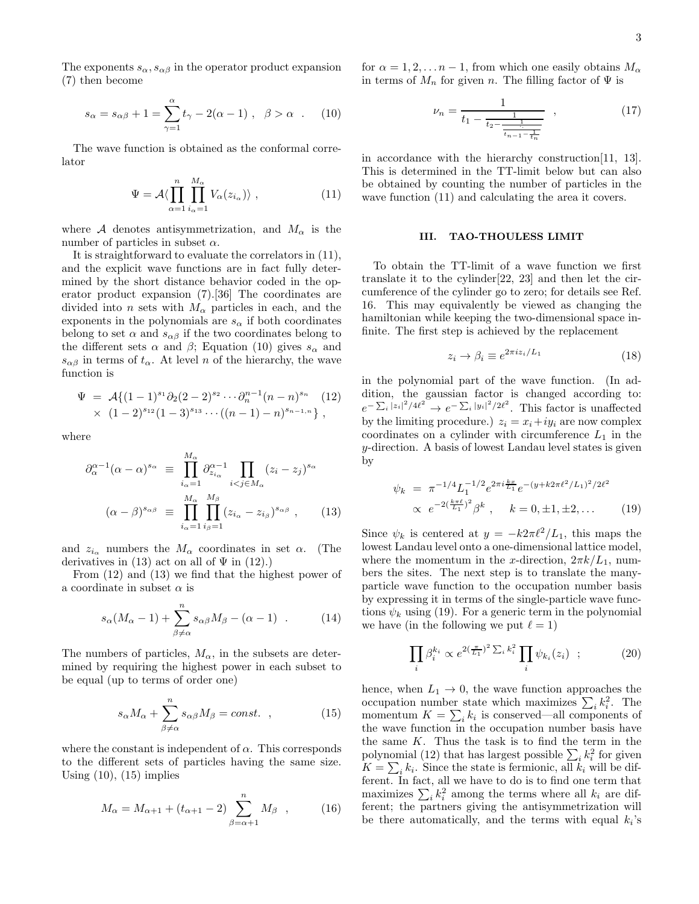The exponents $s_\alpha, s_{\alpha\beta}$ in the operator product expansion (7) then become

$$s_\alpha = s_{\alpha\beta} + 1 = \sum_{\gamma=1}^{\alpha} t_\gamma - 2(\alpha - 1) \ , \quad \beta > \alpha \quad . \tag{10}$$

The wave function is obtained as the conformal correlator

$$\Psi = \mathcal{A}\langle \prod_{\alpha=1}^{n} \prod_{i_\alpha=1}^{M_\alpha} V_\alpha(z_{i_\alpha}) \rangle \ , \tag{11}$$

where $\mathcal{A}$ denotes antisymmetrization, and $M_\alpha$ is the number of particles in subset $\alpha$.

It is straightforward to evaluate the correlators in (11), and the explicit wave functions are in fact fully determined by the short distance behavior coded in the operator product expansion (7).[36] The coordinates are divided into $n$ sets with $M_\alpha$ particles in each, and the exponents in the polynomials are $s_\alpha$ if both coordinates belong to set $\alpha$ and $s_{\alpha\beta}$ if the two coordinates belong to the different sets $\alpha$ and $\beta$; Equation (10) gives $s_\alpha$ and $s_{\alpha\beta}$ in terms of $t_\alpha$. At level $n$ of the hierarchy, the wave function is

$$\begin{aligned}\Psi &= \mathcal{A}\{(1-1)^{s_1}\partial_2(2-2)^{s_2}\cdots\partial_n^{n-1}(n-n)^{s_n} \\ &\times (1-2)^{s_{12}}(1-3)^{s_{13}}\cdots((n-1)-n)^{s_{n-1,n}}\} \ ,\end{aligned} \tag{12}$$

where

$$\begin{aligned}\partial_\alpha^{\alpha-1}(\alpha-\alpha)^{s_\alpha} &\equiv \prod_{i_\alpha=1}^{M_\alpha}\partial_{z_{i_\alpha}}^{\alpha-1}\prod_{i<j\in M_\alpha}(z_i - z_j)^{s_\alpha} \\ (\alpha-\beta)^{s_{\alpha\beta}} &\equiv \prod_{i_\alpha=1}^{M_\alpha}\prod_{i_\beta=1}^{M_\beta}(z_{i_\alpha} - z_{i_\beta})^{s_{\alpha\beta}} \ ,\end{aligned} \tag{13}$$

and $z_{i_\alpha}$ numbers the $M_\alpha$ coordinates in set $\alpha$. (The derivatives in (13) act on all of $\Psi$ in (12).)

From (12) and (13) we find that the highest power of a coordinate in subset $\alpha$ is

$$s_\alpha(M_\alpha - 1) + \sum_{\beta\neq\alpha}^{n} s_{\alpha\beta}M_\beta - (\alpha - 1) \quad . \tag{14}$$

The numbers of particles, $M_\alpha$, in the subsets are determined by requiring the highest power in each subset to be equal (up to terms of order one)

$$s_\alpha M_\alpha + \sum_{\beta\neq\alpha}^{n} s_{\alpha\beta}M_\beta = const. \ , \tag{15}$$

where the constant is independent of $\alpha$. This corresponds to the different sets of particles having the same size. Using (10), (15) implies

$$M_\alpha = M_{\alpha+1} + (t_{\alpha+1} - 2)\sum_{\beta=\alpha+1}^{n} M_\beta \ , \tag{16}$$

for $\alpha = 1, 2, \ldots n-1$, from which one easily obtains $M_\alpha$ in terms of $M_n$ for given $n$. The filling factor of $\Psi$ is

$$\nu_n = \cfrac{1}{t_1 - \cfrac{1}{t_2 - \cfrac{1}{\ddots \, t_{n-1} - \cfrac{1}{t_n}}}} \ , \tag{17}$$

in accordance with the hierarchy construction[11, 13]. This is determined in the TT-limit below but can also be obtained by counting the number of particles in the wave function (11) and calculating the area it covers.

## III. TAO-THOULESS LIMIT

To obtain the TT-limit of a wave function we first translate it to the cylinder[22, 23] and then let the circumference of the cylinder go to zero; for details see Ref. 16. This may equivalently be viewed as changing the hamiltonian while keeping the two-dimensional space infinite. The first step is achieved by the replacement

$$z_i \to \beta_i \equiv e^{2\pi i z_i/L_1} \tag{18}$$

in the polynomial part of the wave function. (In addition, the gaussian factor is changed according to: $e^{-\sum_i |z_i|^2/4\ell^2} \to e^{-\sum_i |y_i|^2/2\ell^2}$. This factor is unaffected by the limiting procedure.) $z_i = x_i + iy_i$ are now complex coordinates on a cylinder with circumference $L_1$ in the $y$-direction. A basis of lowest Landau level states is given by

$$\begin{aligned}\psi_k &= \pi^{-1/4}L_1^{-1/2}e^{2\pi i\frac{kx}{L_1}}e^{-(y+k2\pi\ell^2/L_1)^2/2\ell^2} \\ &\propto e^{-2(\frac{k\pi\ell}{L_1})^2}\beta^k \ , \quad k = 0, \pm1, \pm2, \ldots\end{aligned} \tag{19}$$

Since $\psi_k$ is centered at $y = -k2\pi\ell^2/L_1$, this maps the lowest Landau level onto a one-dimensional lattice model, where the momentum in the $x$-direction, $2\pi k/L_1$, numbers the sites. The next step is to translate the many-particle wave function to the occupation number basis by expressing it in terms of the single-particle wave functions $\psi_k$ using (19). For a generic term in the polynomial we have (in the following we put $\ell = 1$)

$$\prod_i \beta_i^{k_i} \propto e^{2(\frac{\pi}{L_1})^2\sum_i k_i^2}\prod_i \psi_{k_i}(z_i) \ ; \tag{20}$$

hence, when $L_1 \to 0$, the wave function approaches the occupation number state which maximizes $\sum_i k_i^2$. The momentum $K = \sum_i k_i$ is conserved—all components of the wave function in the occupation number basis have the same $K$. Thus the task is to find the term in the polynomial (12) that has largest possible $\sum_i k_i^2$ for given $K = \sum_i k_i$. Since the state is fermionic, all $k_i$ will be different. In fact, all we have to do is to find one term that maximizes $\sum_i k_i^2$ among the terms where all $k_i$ are different; the partners giving the antisymmetrization will be there automatically, and the terms with equal $k_i$'s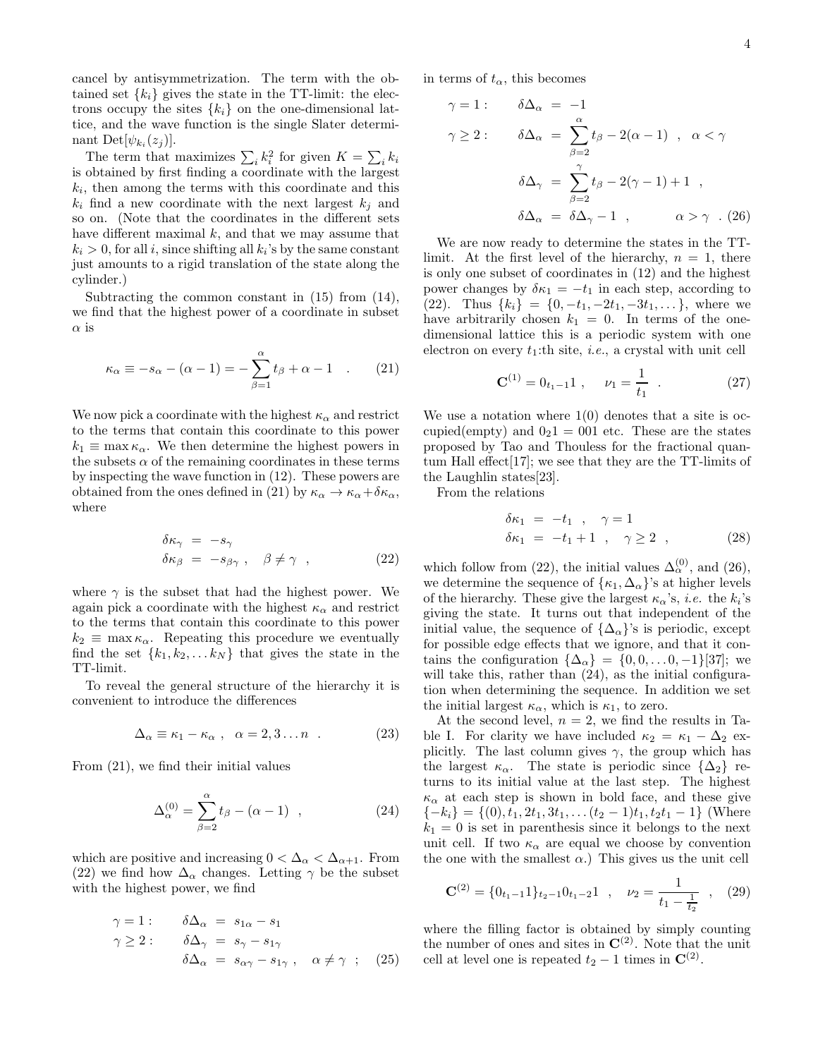cancel by antisymmetrization. The term with the obtained set $\{k_i\}$ gives the state in the TT-limit: the electrons occupy the sites $\{k_i\}$ on the one-dimensional lattice, and the wave function is the single Slater determinant $\mathrm{Det}[\psi_{k_i}(z_j)]$.

The term that maximizes $\sum_i k_i^2$ for given $K = \sum_i k_i$ is obtained by first finding a coordinate with the largest $k_i$, then among the terms with this coordinate and this $k_i$ find a new coordinate with the next largest $k_j$ and so on. (Note that the coordinates in the different sets have different maximal $k$, and that we may assume that $k_i > 0$, for all $i$, since shifting all $k_i$'s by the same constant just amounts to a rigid translation of the state along the cylinder.)

Subtracting the common constant in (15) from (14), we find that the highest power of a coordinate in subset $\alpha$ is

$$\kappa_\alpha \equiv -s_\alpha - (\alpha - 1) = -\sum_{\beta=1}^{\alpha} t_\beta + \alpha - 1 \quad . \qquad (21)$$

We now pick a coordinate with the highest $\kappa_\alpha$ and restrict to the terms that contain this coordinate to this power $k_1 \equiv \max \kappa_\alpha$. We then determine the highest powers in the subsets $\alpha$ of the remaining coordinates in these terms by inspecting the wave function in (12). These powers are obtained from the ones defined in (21) by $\kappa_\alpha \to \kappa_\alpha + \delta\kappa_\alpha$, where

$$\begin{aligned} \delta\kappa_\gamma &= -s_\gamma \\ \delta\kappa_\beta &= -s_{\beta\gamma} \ , \quad \beta \neq \gamma \ , \end{aligned} \qquad (22)$$

where $\gamma$ is the subset that had the highest power. We again pick a coordinate with the highest $\kappa_\alpha$ and restrict to the terms that contain this coordinate to this power $k_2 \equiv \max \kappa_\alpha$. Repeating this procedure we eventually find the set $\{k_1, k_2, \ldots k_N\}$ that gives the state in the TT-limit.

To reveal the general structure of the hierarchy it is convenient to introduce the differences

$$\Delta_\alpha \equiv \kappa_1 - \kappa_\alpha \ , \quad \alpha = 2, 3 \ldots n \quad . \qquad (23)$$

From (21), we find their initial values

$$\Delta_\alpha^{(0)} = \sum_{\beta=2}^{\alpha} t_\beta - (\alpha - 1) \quad , \qquad (24)$$

which are positive and increasing $0 < \Delta_\alpha < \Delta_{\alpha+1}$. From (22) we find how $\Delta_\alpha$ changes. Letting $\gamma$ be the subset with the highest power, we find

$$\begin{aligned} \gamma = 1: \qquad \delta\Delta_\alpha &= s_{1\alpha} - s_1 \\ \gamma \geq 2: \qquad \delta\Delta_\gamma &= s_\gamma - s_{1\gamma} \\ \delta\Delta_\alpha &= s_{\alpha\gamma} - s_{1\gamma} \ , \quad \alpha \neq \gamma \ ; \end{aligned} \qquad (25)$$

in terms of $t_\alpha$, this becomes

$$\begin{aligned} \gamma = 1: \qquad \delta\Delta_\alpha &= -1 \\ \gamma \geq 2: \qquad \delta\Delta_\alpha &= \sum_{\beta=2}^{\alpha} t_\beta - 2(\alpha - 1) \ , \quad \alpha < \gamma \\ \delta\Delta_\gamma &= \sum_{\beta=2}^{\gamma} t_\beta - 2(\gamma - 1) + 1 \ , \\ \delta\Delta_\alpha &= \delta\Delta_\gamma - 1 \ , \qquad \alpha > \gamma \ . \end{aligned} \qquad (26)$$

We are now ready to determine the states in the TT-limit. At the first level of the hierarchy, $n = 1$, there is only one subset of coordinates in (12) and the highest power changes by $\delta\kappa_1 = -t_1$ in each step, according to (22). Thus $\{k_i\} = \{0, -t_1, -2t_1, -3t_1, \ldots\}$, where we have arbitrarily chosen $k_1 = 0$. In terms of the one-dimensional lattice this is a periodic system with one electron on every $t_1$:th site, *i.e.*, a crystal with unit cell

$$\mathbf{C}^{(1)} = 0_{t_1-1}1 \ , \quad \nu_1 = \frac{1}{t_1} \quad . \qquad (27)$$

We use a notation where 1(0) denotes that a site is occupied(empty) and $0_21 = 001$ etc. These are the states proposed by Tao and Thouless for the fractional quantum Hall effect[17]; we see that they are the TT-limits of the Laughlin states[23].

From the relations

$$\begin{aligned} \delta\kappa_1 &= -t_1 \ , \quad \gamma = 1 \\ \delta\kappa_1 &= -t_1 + 1 \ , \quad \gamma \geq 2 \ , \end{aligned} \qquad (28)$$

which follow from (22), the initial values $\Delta_\alpha^{(0)}$, and (26), we determine the sequence of $\{\kappa_1, \Delta_\alpha\}$'s at higher levels of the hierarchy. These give the largest $\kappa_\alpha$'s, *i.e.* the $k_i$'s giving the state. It turns out that independent of the initial value, the sequence of $\{\Delta_\alpha\}$'s is periodic, except for possible edge effects that we ignore, and that it contains the configuration $\{\Delta_\alpha\} = \{0, 0, \ldots 0, -1\}$[37]; we will take this, rather than (24), as the initial configuration when determining the sequence. In addition we set the initial largest $\kappa_\alpha$, which is $\kappa_1$, to zero.

At the second level, $n = 2$, we find the results in Table I. For clarity we have included $\kappa_2 = \kappa_1 - \Delta_2$ explicitly. The last column gives $\gamma$, the group which has the largest $\kappa_\alpha$. The state is periodic since $\{\Delta_2\}$ returns to its initial value at the last step. The highest $\kappa_\alpha$ at each step is shown in bold face, and these give $\{-k_i\} = \{(0), t_1, 2t_1, 3t_1, \ldots (t_2 - 1)t_1, t_2 t_1 - 1\}$ (Where $k_1 = 0$ is set in parenthesis since it belongs to the next unit cell. If two $\kappa_\alpha$ are equal we choose by convention the one with the smallest $\alpha$.) This gives us the unit cell

$$\mathbf{C}^{(2)} = \{0_{t_1-1}1\}_{t_2-1} 0_{t_1-2}1 \quad , \quad \nu_2 = \frac{1}{t_1 - \frac{1}{t_2}} \quad , \qquad (29)$$

where the filling factor is obtained by simply counting the number of ones and sites in $\mathbf{C}^{(2)}$. Note that the unit cell at level one is repeated $t_2 - 1$ times in $\mathbf{C}^{(2)}$.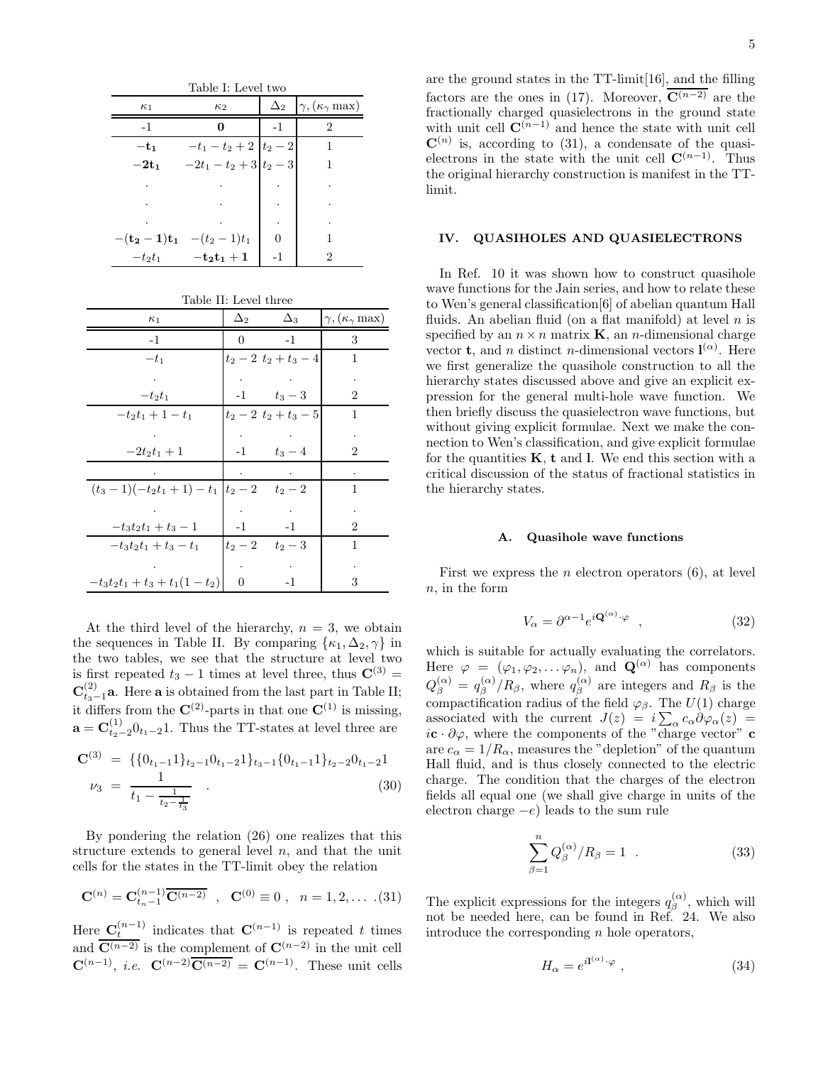Table I: Level two

| $\kappa_1$ | $\kappa_2$ | $\Delta_2$ | $\gamma,(\kappa_\gamma \max)$ |
|---|---|---|---|
| -1 | $\mathbf{0}$ | -1 | 2 |
| $-\mathbf{t_1}$ | $-t_1-t_2+2$ | $t_2-2$ | 1 |
| $-\mathbf{2t_1}$ | $-2t_1-t_2+3$ | $t_2-3$ | 1 |
| . | . | . | . |
| . | . | . | . |
| . | . | . | . |
| $-(\mathbf{t_2-1})\mathbf{t_1}$ | $-(t_2-1)t_1$ | 0 | 1 |
| $-t_2t_1$ | $-\mathbf{t_2t_1+1}$ | -1 | 2 |

Table II: Level three

| $\kappa_1$ | $\Delta_2$ | $\Delta_3$ | $\gamma,(\kappa_\gamma \max)$ |
|---|---|---|---|
| -1 | 0 | -1 | 3 |
| $-t_1$ | $t_2-2$ | $t_2+t_3-4$ | 1 |
| . | . | . | . |
| $-t_2t_1$ | -1 | $t_3-3$ | 2 |
| $-t_2t_1+1-t_1$ | $t_2-2$ | $t_2+t_3-5$ | 1 |
| . | . | . | . |
| $-2t_2t_1+1$ | -1 | $t_3-4$ | 2 |
| . | . | . | . |
| $(t_3-1)(-t_2t_1+1)-t_1$ | $t_2-2$ | $t_2-2$ | 1 |
| . | . | . | . |
| $-t_3t_2t_1+t_3-1$ | -1 | -1 | 2 |
| $-t_3t_2t_1+t_3-t_1$ | $t_2-2$ | $t_2-3$ | 1 |
| . | . | . | . |
| $-t_3t_2t_1+t_3+t_1(1-t_2)$ | 0 | -1 | 3 |

At the third level of the hierarchy, $n=3$, we obtain the sequences in Table II. By comparing $\{\kappa_1, \Delta_2, \gamma\}$ in the two tables, we see that the structure at level two is first repeated $t_3-1$ times at level three, thus $\mathbf{C}^{(3)} = \mathbf{C}^{(2)}_{t_3-1}\mathbf{a}$. Here $\mathbf{a}$ is obtained from the last part in Table II; it differs from the $\mathbf{C}^{(2)}$-parts in that one $\mathbf{C}^{(1)}$ is missing, $\mathbf{a} = \mathbf{C}^{(1)}_{t_2-2}0_{t_1-2}1$. Thus the TT-states at level three are

$$
\begin{aligned}
\mathbf{C}^{(3)} &= \{\{0_{t_1-1}1\}_{t_2-1}0_{t_1-2}1\}_{t_3-1}\{0_{t_1-1}1\}_{t_2-2}0_{t_1-2}1 \\
\nu_3 &= \frac{1}{t_1 - \frac{1}{t_2-\frac{1}{t_3}}} \quad .
\end{aligned}
\tag{30}
$$

By pondering the relation (26) one realizes that this structure extends to general level $n$, and that the unit cells for the states in the TT-limit obey the relation

$$
\mathbf{C}^{(n)} = \mathbf{C}^{(n-1)}_{t_n-1}\overline{\mathbf{C}^{(n-2)}} \quad , \quad \mathbf{C}^{(0)} \equiv 0 \; , \quad n=1,2,\dots \tag{31}
$$

Here $\mathbf{C}^{(n-1)}_t$ indicates that $\mathbf{C}^{(n-1)}$ is repeated $t$ times and $\overline{\mathbf{C}^{(n-2)}}$ is the complement of $\mathbf{C}^{(n-2)}$ in the unit cell $\mathbf{C}^{(n-1)}$, *i.e.* $\mathbf{C}^{(n-2)}\overline{\mathbf{C}^{(n-2)}} = \mathbf{C}^{(n-1)}$. These unit cells are the ground states in the TT-limit[16], and the filling factors are the ones in (17). Moreover, $\overline{\mathbf{C}^{(n-2)}}$ are the fractionally charged quasielectrons in the ground state with unit cell $\mathbf{C}^{(n-1)}$ and hence the state with unit cell $\mathbf{C}^{(n)}$ is, according to (31), a condensate of the quasielectrons in the state with the unit cell $\mathbf{C}^{(n-1)}$. Thus the original hierarchy construction is manifest in the TT-limit.

## IV. QUASIHOLES AND QUASIELECTRONS

In Ref. 10 it was shown how to construct quasihole wave functions for the Jain series, and how to relate these to Wen's general classification[6] of abelian quantum Hall fluids. An abelian fluid (on a flat manifold) at level $n$ is specified by an $n\times n$ matrix $\mathbf{K}$, an $n$-dimensional charge vector $\mathbf{t}$, and $n$ distinct $n$-dimensional vectors $\mathbf{l}^{(\alpha)}$. Here we first generalize the quasihole construction to all the hierarchy states discussed above and give an explicit expression for the general multi-hole wave function. We then briefly discuss the quasielectron wave functions, but without giving explicit formulae. Next we make the connection to Wen's classification, and give explicit formulae for the quantities $\mathbf{K}$, $\mathbf{t}$ and $\mathbf{l}$. We end this section with a critical discussion of the status of fractional statistics in the hierarchy states.

### A. Quasihole wave functions

First we express the $n$ electron operators (6), at level $n$, in the form

$$
V_\alpha = \partial^{\alpha-1} e^{i\mathbf{Q}^{(\alpha)}\cdot\varphi} \quad , \tag{32}
$$

which is suitable for actually evaluating the correlators. Here $\varphi = (\varphi_1, \varphi_2, \dots \varphi_n)$, and $\mathbf{Q}^{(\alpha)}$ has components $Q^{(\alpha)}_\beta = q^{(\alpha)}_\beta / R_\beta$, where $q^{(\alpha)}_\beta$ are integers and $R_\beta$ is the compactification radius of the field $\varphi_\beta$. The $U(1)$ charge associated with the current $J(z) = i\sum_\alpha c_\alpha \partial\varphi_\alpha(z) = i\mathbf{c}\cdot\partial\varphi$, where the components of the "charge vector" $\mathbf{c}$ are $c_\alpha = 1/R_\alpha$, measures the "depletion" of the quantum Hall fluid, and is thus closely connected to the electric charge. The condition that the charges of the electron fields all equal one (we shall give charge in units of the electron charge $-e$) leads to the sum rule

$$
\sum_{\beta=1}^{n} Q^{(\alpha)}_\beta / R_\beta = 1 \quad . \tag{33}
$$

The explicit expressions for the integers $q^{(\alpha)}_\beta$, which will not be needed here, can be found in Ref. 24. We also introduce the corresponding $n$ hole operators,

$$
H_\alpha = e^{i\mathbf{l}^{(\alpha)}\cdot\varphi} \; , \tag{34}
$$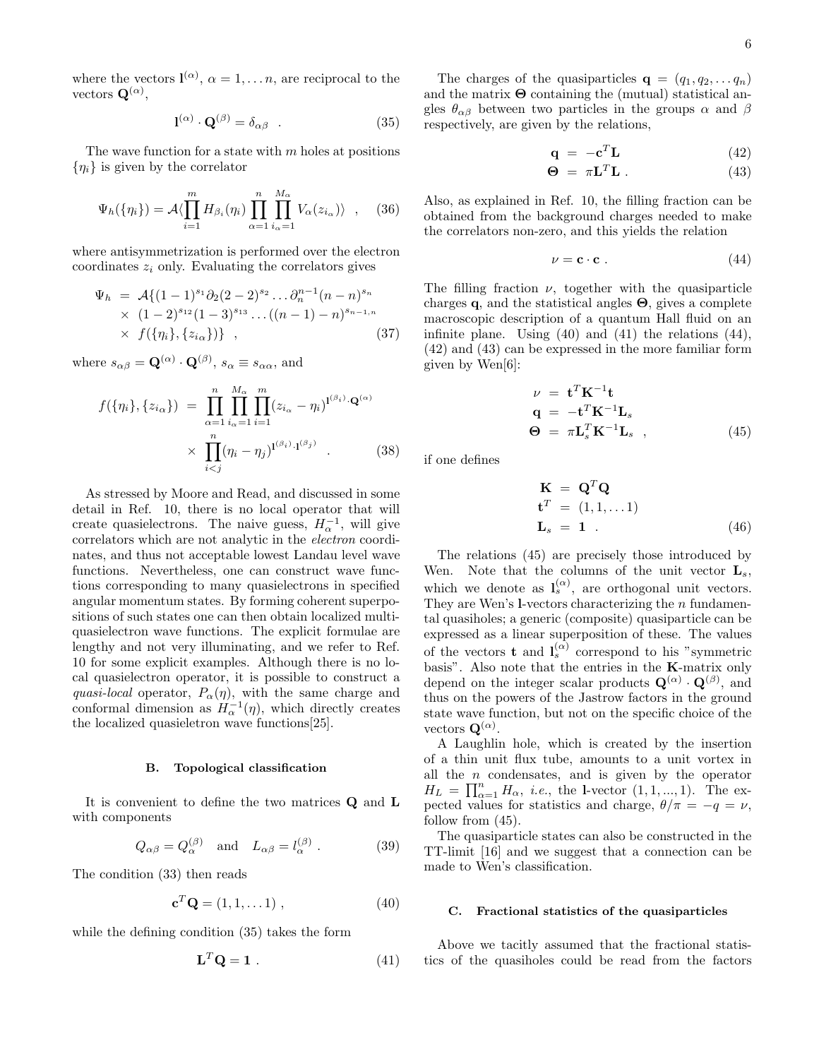where the vectors $\mathbf{l}^{(\alpha)}$, $\alpha = 1, \ldots n$, are reciprocal to the vectors $\mathbf{Q}^{(\alpha)}$,

$$\mathbf{l}^{(\alpha)} \cdot \mathbf{Q}^{(\beta)} = \delta_{\alpha\beta} \quad . \tag{35}$$

The wave function for a state with $m$ holes at positions $\{\eta_i\}$ is given by the correlator

$$\Psi_h(\{\eta_i\}) = \mathcal{A}\langle \prod_{i=1}^{m} H_{\beta_i}(\eta_i) \prod_{\alpha=1}^{n} \prod_{i_\alpha=1}^{M_\alpha} V_\alpha(z_{i_\alpha}) \rangle \quad , \tag{36}$$

where antisymmetrization is performed over the electron coordinates $z_i$ only. Evaluating the correlators gives

$$\begin{aligned} \Psi_h &= \mathcal{A}\{(1-1)^{s_1} \partial_2 (2-2)^{s_2} \ldots \partial_n^{n-1} (n-n)^{s_n} \\ &\times (1-2)^{s_{12}} (1-3)^{s_{13}} \ldots ((n-1)-n)^{s_{n-1,n}} \\ &\times f(\{\eta_i\}, \{z_{i\alpha}\})\} \quad , \end{aligned} \tag{37}$$

where $s_{\alpha\beta} = \mathbf{Q}^{(\alpha)} \cdot \mathbf{Q}^{(\beta)}$, $s_\alpha \equiv s_{\alpha\alpha}$, and

$$\begin{aligned} f(\{\eta_i\}, \{z_{i\alpha}\}) &= \prod_{\alpha=1}^{n} \prod_{i_\alpha=1}^{M_\alpha} \prod_{i=1}^{m} (z_{i_\alpha} - \eta_i)^{\mathbf{l}^{(\beta_i)} \cdot \mathbf{Q}^{(\alpha)}} \\ &\times \prod_{i<j}^{n} (\eta_i - \eta_j)^{\mathbf{l}^{(\beta_i)} \cdot \mathbf{l}^{(\beta_j)}} \quad . \end{aligned} \tag{38}$$

As stressed by Moore and Read, and discussed in some detail in Ref. 10, there is no local operator that will create quasielectrons. The naive guess, $H_\alpha^{-1}$, will give correlators which are not analytic in the *electron* coordinates, and thus not acceptable lowest Landau level wave functions. Nevertheless, one can construct wave functions corresponding to many quasielectrons in specified angular momentum states. By forming coherent superpositions of such states one can then obtain localized multi-quasielectron wave functions. The explicit formulae are lengthy and not very illuminating, and we refer to Ref. 10 for some explicit examples. Although there is no local quasielectron operator, it is possible to construct a *quasi-local* operator, $P_\alpha(\eta)$, with the same charge and conformal dimension as $H_\alpha^{-1}(\eta)$, which directly creates the localized quasieletron wave functions[25].

### B. Topological classification

It is convenient to define the two matrices $\mathbf{Q}$ and $\mathbf{L}$ with components

$$Q_{\alpha\beta} = Q_\alpha^{(\beta)} \quad \text{and} \quad L_{\alpha\beta} = l_\alpha^{(\beta)} \; . \tag{39}$$

The condition (33) then reads

$$\mathbf{c}^T \mathbf{Q} = (1, 1, \ldots 1) \; , \tag{40}$$

while the defining condition (35) takes the form

$$\mathbf{L}^T \mathbf{Q} = \mathbf{1} \; . \tag{41}$$

The charges of the quasiparticles $\mathbf{q} = (q_1, q_2, \ldots q_n)$ and the matrix $\mathbf{\Theta}$ containing the (mutual) statistical angles $\theta_{\alpha\beta}$ between two particles in the groups $\alpha$ and $\beta$ respectively, are given by the relations,

$$\mathbf{q} = -\mathbf{c}^T \mathbf{L} \tag{42}$$

$$\mathbf{\Theta} = \pi \mathbf{L}^T \mathbf{L} \; . \tag{43}$$

Also, as explained in Ref. 10, the filling fraction can be obtained from the background charges needed to make the correlators non-zero, and this yields the relation

$$\nu = \mathbf{c} \cdot \mathbf{c} \; . \tag{44}$$

The filling fraction $\nu$, together with the quasiparticle charges $\mathbf{q}$, and the statistical angles $\mathbf{\Theta}$, gives a complete macroscopic description of a quantum Hall fluid on an infinite plane. Using (40) and (41) the relations (44), (42) and (43) can be expressed in the more familiar form given by Wen[6]:

$$\begin{aligned} \nu &= \mathbf{t}^T \mathbf{K}^{-1} \mathbf{t} \\ \mathbf{q} &= -\mathbf{t}^T \mathbf{K}^{-1} \mathbf{L}_s \\ \mathbf{\Theta} &= \pi \mathbf{L}_s^T \mathbf{K}^{-1} \mathbf{L}_s \quad , \end{aligned} \tag{45}$$

if one defines

$$\begin{aligned} \mathbf{K} &= \mathbf{Q}^T \mathbf{Q} \\ \mathbf{t}^T &= (1, 1, \ldots 1) \\ \mathbf{L}_s &= \mathbf{1} \quad . \end{aligned} \tag{46}$$

The relations (45) are precisely those introduced by Wen. Note that the columns of the unit vector $\mathbf{L}_s$, which we denote as $\mathbf{l}_s^{(\alpha)}$, are orthogonal unit vectors. They are Wen's $\mathbf{l}$-vectors characterizing the $n$ fundamental quasiholes; a generic (composite) quasiparticle can be expressed as a linear superposition of these. The values of the vectors $\mathbf{t}$ and $\mathbf{l}_s^{(\alpha)}$ correspond to his "symmetric basis". Also note that the entries in the $\mathbf{K}$-matrix only depend on the integer scalar products $\mathbf{Q}^{(\alpha)} \cdot \mathbf{Q}^{(\beta)}$, and thus on the powers of the Jastrow factors in the ground state wave function, but not on the specific choice of the vectors $\mathbf{Q}^{(\alpha)}$.

A Laughlin hole, which is created by the insertion of a thin unit flux tube, amounts to a unit vortex in all the $n$ condensates, and is given by the operator $H_L = \prod_{\alpha=1}^n H_\alpha$, *i.e.*, the $\mathbf{l}$-vector $(1, 1, ..., 1)$. The expected values for statistics and charge, $\theta/\pi = -q = \nu$, follow from (45).

The quasiparticle states can also be constructed in the TT-limit [16] and we suggest that a connection can be made to Wen's classification.

### C. Fractional statistics of the quasiparticles

Above we tacitly assumed that the fractional statistics of the quasiholes could be read from the factors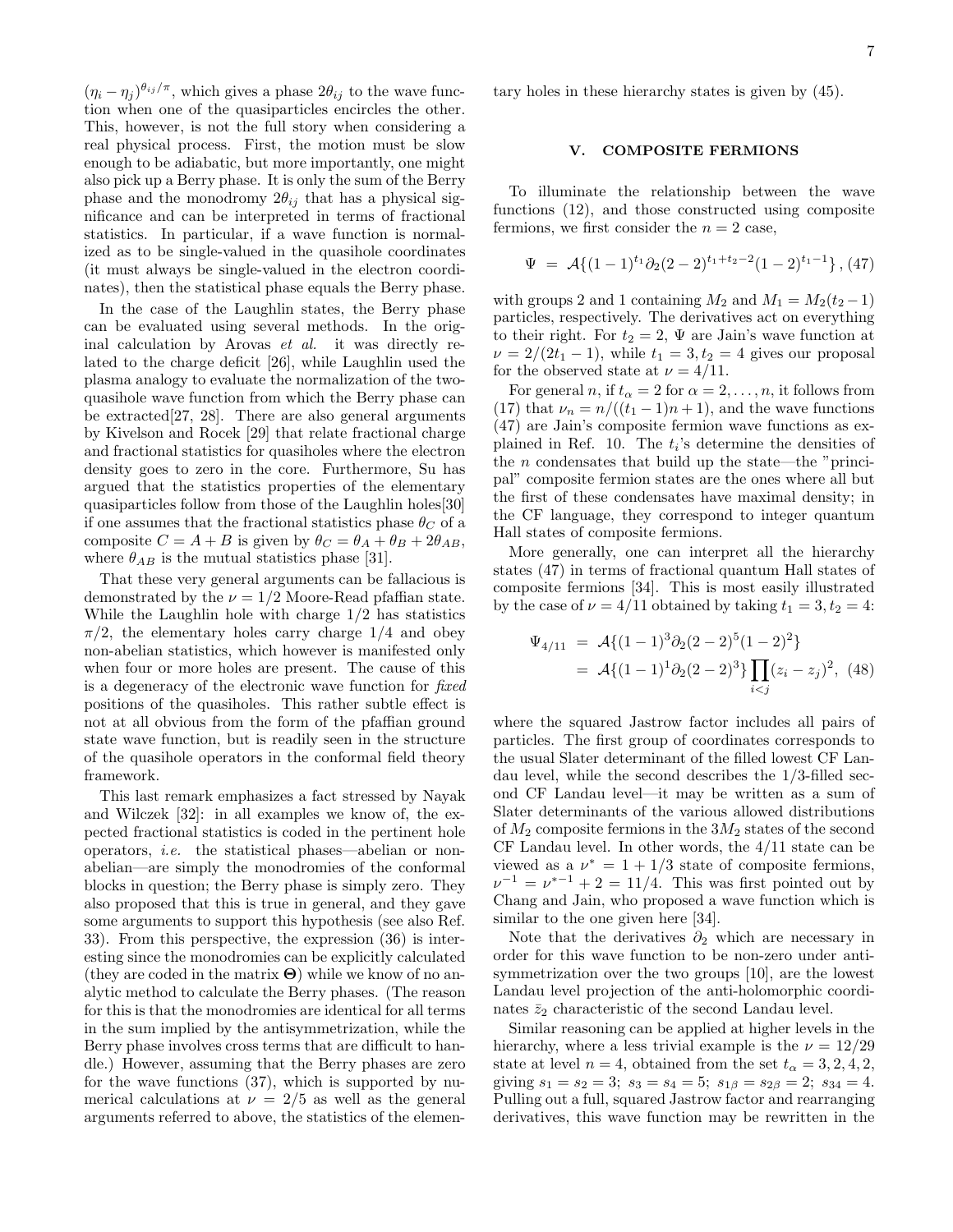$(\eta_i - \eta_j)^{\theta_{ij}/\pi}$, which gives a phase $2\theta_{ij}$ to the wave function when one of the quasiparticles encircles the other. This, however, is not the full story when considering a real physical process. First, the motion must be slow enough to be adiabatic, but more importantly, one might also pick up a Berry phase. It is only the sum of the Berry phase and the monodromy $2\theta_{ij}$ that has a physical significance and can be interpreted in terms of fractional statistics. In particular, if a wave function is normalized as to be single-valued in the quasihole coordinates (it must always be single-valued in the electron coordinates), then the statistical phase equals the Berry phase.

In the case of the Laughlin states, the Berry phase can be evaluated using several methods. In the original calculation by Arovas *et al.* it was directly related to the charge deficit [26], while Laughlin used the plasma analogy to evaluate the normalization of the two-quasihole wave function from which the Berry phase can be extracted[27, 28]. There are also general arguments by Kivelson and Rocek [29] that relate fractional charge and fractional statistics for quasiholes where the electron density goes to zero in the core. Furthermore, Su has argued that the statistics properties of the elementary quasiparticles follow from those of the Laughlin holes[30] if one assumes that the fractional statistics phase $\theta_C$ of a composite $C = A + B$ is given by $\theta_C = \theta_A + \theta_B + 2\theta_{AB}$, where $\theta_{AB}$ is the mutual statistics phase [31].

That these very general arguments can be fallacious is demonstrated by the $\nu = 1/2$ Moore-Read pfaffian state. While the Laughlin hole with charge $1/2$ has statistics $\pi/2$, the elementary holes carry charge $1/4$ and obey non-abelian statistics, which however is manifested only when four or more holes are present. The cause of this is a degeneracy of the electronic wave function for *fixed* positions of the quasiholes. This rather subtle effect is not at all obvious from the form of the pfaffian ground state wave function, but is readily seen in the structure of the quasihole operators in the conformal field theory framework.

This last remark emphasizes a fact stressed by Nayak and Wilczek [32]: in all examples we know of, the expected fractional statistics is coded in the pertinent hole operators, *i.e.* the statistical phases—abelian or non-abelian—are simply the monodromies of the conformal blocks in question; the Berry phase is simply zero. They also proposed that this is true in general, and they gave some arguments to support this hypothesis (see also Ref. 33). From this perspective, the expression (36) is interesting since the monodromies can be explicitly calculated (they are coded in the matrix $\mathbf{\Theta}$) while we know of no analytic method to calculate the Berry phases. (The reason for this is that the monodromies are identical for all terms in the sum implied by the antisymmetrization, while the Berry phase involves cross terms that are difficult to handle.) However, assuming that the Berry phases are zero for the wave functions (37), which is supported by numerical calculations at $\nu = 2/5$ as well as the general arguments referred to above, the statistics of the elementary holes in these hierarchy states is given by (45).

## V. COMPOSITE FERMIONS

To illuminate the relationship between the wave functions (12), and those constructed using composite fermions, we first consider the $n = 2$ case,

$$\Psi \;=\; \mathcal{A}\{(1-1)^{t_1}\partial_2(2-2)^{t_1+t_2-2}(1-2)^{t_1-1}\}\,, \quad (47)$$

with groups 2 and 1 containing $M_2$ and $M_1 = M_2(t_2-1)$ particles, respectively. The derivatives act on everything to their right. For $t_2 = 2$, $\Psi$ are Jain's wave function at $\nu = 2/(2t_1-1)$, while $t_1 = 3, t_2 = 4$ gives our proposal for the observed state at $\nu = 4/11$.

For general $n$, if $t_\alpha = 2$ for $\alpha = 2, \ldots, n$, it follows from (17) that $\nu_n = n/((t_1-1)n+1)$, and the wave functions (47) are Jain's composite fermion wave functions as explained in Ref. 10. The $t_i$'s determine the densities of the $n$ condensates that build up the state—the "principal" composite fermion states are the ones where all but the first of these condensates have maximal density; in the CF language, they correspond to integer quantum Hall states of composite fermions.

More generally, one can interpret all the hierarchy states (47) in terms of fractional quantum Hall states of composite fermions [34]. This is most easily illustrated by the case of $\nu = 4/11$ obtained by taking $t_1 = 3, t_2 = 4$:

$$\begin{aligned}\Psi_{4/11} \;&=\; \mathcal{A}\{(1-1)^3\partial_2(2-2)^5(1-2)^2\} \\ &=\; \mathcal{A}\{(1-1)^1\partial_2(2-2)^3\}\prod_{i<j}(z_i-z_j)^2, \quad (48)\end{aligned}$$

where the squared Jastrow factor includes all pairs of particles. The first group of coordinates corresponds to the usual Slater determinant of the filled lowest CF Landau level, while the second describes the 1/3-filled second CF Landau level—it may be written as a sum of Slater determinants of the various allowed distributions of $M_2$ composite fermions in the $3M_2$ states of the second CF Landau level. In other words, the 4/11 state can be viewed as a $\nu^* = 1 + 1/3$ state of composite fermions, $\nu^{-1} = \nu^{*-1} + 2 = 11/4$. This was first pointed out by Chang and Jain, who proposed a wave function which is similar to the one given here [34].

Note that the derivatives $\partial_2$ which are necessary in order for this wave function to be non-zero under antisymmetrization over the two groups [10], are the lowest Landau level projection of the anti-holomorphic coordinates $\bar{z}_2$ characteristic of the second Landau level.

Similar reasoning can be applied at higher levels in the hierarchy, where a less trivial example is the $\nu = 12/29$ state at level $n = 4$, obtained from the set $t_\alpha = 3, 2, 4, 2$, giving $s_1 = s_2 = 3$; $s_3 = s_4 = 5$; $s_{1\beta} = s_{2\beta} = 2$; $s_{34} = 4$. Pulling out a full, squared Jastrow factor and rearranging derivatives, this wave function may be rewritten in the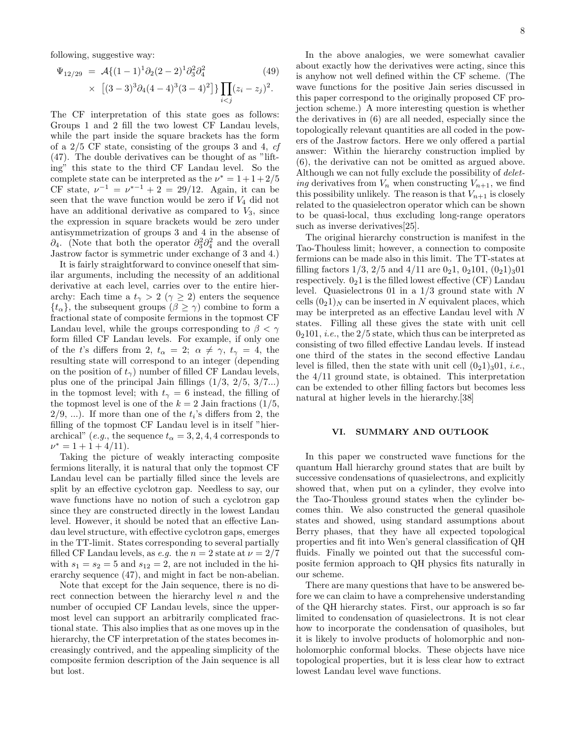following, suggestive way:

$$\Psi_{12/29} = \mathcal{A}\{(1-1)^1\partial_2(2-2)^1\partial_3^2\partial_4^2 \times \left[(3-3)^3\partial_4(4-4)^3(3-4)^2\right]\}\prod_{i<j}(z_i-z_j)^2. \quad (49)$$

The CF interpretation of this state goes as follows: Groups 1 and 2 fill the two lowest CF Landau levels, while the part inside the square brackets has the form of a 2/5 CF state, consisting of the groups 3 and 4, *cf* (47). The double derivatives can be thought of as "lifting" this state to the third CF Landau level. So the complete state can be interpreted as the $\nu^* = 1+1+2/5$ CF state, $\nu^{-1} = \nu^{*-1} + 2 = 29/12$. Again, it can be seen that the wave function would be zero if $V_4$ did not have an additional derivative as compared to $V_3$, since the expression in square brackets would be zero under antisymmetrization of groups 3 and 4 in the absense of $\partial_4$. (Note that both the operator $\partial_3^2\partial_4^2$ and the overall Jastrow factor is symmetric under exchange of 3 and 4.)

It is fairly straightforward to convince oneself that similar arguments, including the necessity of an additional derivative at each level, carries over to the entire hierarchy: Each time a $t_\gamma > 2$ ($\gamma \geq 2$) enters the sequence $\{t_\alpha\}$, the subsequent groups ($\beta \geq \gamma$) combine to form a fractional state of composite fermions in the topmost CF Landau level, while the groups corresponding to $\beta < \gamma$ form filled CF Landau levels. For example, if only one of the $t$'s differs from 2, $t_\alpha = 2$; $\alpha \neq \gamma$, $t_\gamma = 4$, the resulting state will correspond to an integer (depending on the position of $t_\gamma$) number of filled CF Landau levels, plus one of the principal Jain fillings (1/3, 2/5, 3/7...) in the topmost level; with $t_\gamma = 6$ instead, the filling of the topmost level is one of the $k = 2$ Jain fractions (1/5, 2/9, ...). If more than one of the $t_i$'s differs from 2, the filling of the topmost CF Landau level is in itself "hierarchical" (*e.g.*, the sequence $t_\alpha = 3, 2, 4, 4$ corresponds to $\nu^* = 1+1+4/11$).

Taking the picture of weakly interacting composite fermions literally, it is natural that only the topmost CF Landau level can be partially filled since the levels are split by an effective cyclotron gap. Needless to say, our wave functions have no notion of such a cyclotron gap since they are constructed directly in the lowest Landau level. However, it should be noted that an effective Landau level structure, with effective cyclotron gaps, emerges in the TT-limit. States corresponding to several partially filled CF Landau levels, as *e.g.* the $n = 2$ state at $\nu = 2/7$ with $s_1 = s_2 = 5$ and $s_{12} = 2$, are not included in the hierarchy sequence (47), and might in fact be non-abelian.

Note that except for the Jain sequence, there is no direct connection between the hierarchy level $n$ and the number of occupied CF Landau levels, since the uppermost level can support an arbitrarily complicated fractional state. This also implies that as one moves up in the hierarchy, the CF interpretation of the states becomes increasingly contrived, and the appealing simplicity of the composite fermion description of the Jain sequence is all but lost.

In the above analogies, we were somewhat cavalier about exactly how the derivatives were acting, since this is anyhow not well defined within the CF scheme. (The wave functions for the positive Jain series discussed in this paper correspond to the originally proposed CF projection scheme.) A more interesting question is whether the derivatives in (6) are all needed, especially since the topologically relevant quantities are all coded in the powers of the Jastrow factors. Here we only offered a partial answer: Within the hierarchy construction implied by (6), the derivative can not be omitted as argued above. Although we can not fully exclude the possibility of *deleting* derivatives from $V_n$ when constructing $V_{n+1}$, we find this possibility unlikely. The reason is that $V_{n+1}$ is closely related to the quasielectron operator which can be shown to be quasi-local, thus excluding long-range operators such as inverse derivatives[25].

The original hierarchy construction is manifest in the Tao-Thouless limit; however, a connection to composite fermions can be made also in this limit. The TT-states at filling factors 1/3, 2/5 and 4/11 are $0_21$, $0_2101$, $(0_21)_301$ respectively. $0_21$ is the filled lowest effective (CF) Landau level. Quasielectrons 01 in a 1/3 ground state with $N$ cells $(0_21)_N$ can be inserted in $N$ equivalent places, which may be interpreted as an effective Landau level with $N$ states. Filling all these gives the state with unit cell $0_2101$, *i.e.*, the 2/5 state, which thus can be interpreted as consisting of two filled effective Landau levels. If instead one third of the states in the second effective Landau level is filled, then the state with unit cell $(0_21)_301$, *i.e.*, the 4/11 ground state, is obtained. This interpretation can be extended to other filling factors but becomes less natural at higher levels in the hierarchy.[38]

## VI. SUMMARY AND OUTLOOK

In this paper we constructed wave functions for the quantum Hall hierarchy ground states that are built by successive condensations of quasielectrons, and explicitly showed that, when put on a cylinder, they evolve into the Tao-Thouless ground states when the cylinder becomes thin. We also constructed the general quasihole states and showed, using standard assumptions about Berry phases, that they have all expected topological properties and fit into Wen's general classification of QH fluids. Finally we pointed out that the successful composite fermion approach to QH physics fits naturally in our scheme.

There are many questions that have to be answered before we can claim to have a comprehensive understanding of the QH hierarchy states. First, our approach is so far limited to condensation of quasielectrons. It is not clear how to incorporate the condensation of quasiholes, but it is likely to involve products of holomorphic and non-holomorphic conformal blocks. These objects have nice topological properties, but it is less clear how to extract lowest Landau level wave functions.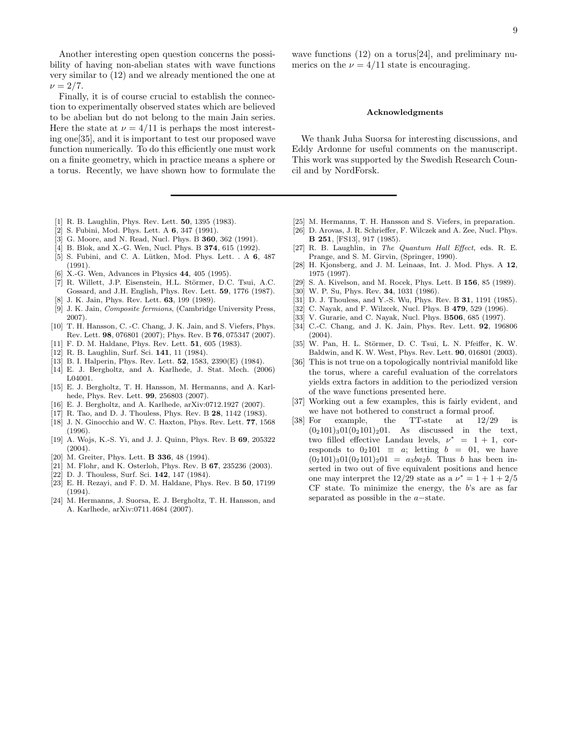Another interesting open question concerns the possibility of having non-abelian states with wave functions very similar to (12) and we already mentioned the one at $\nu = 2/7$.

Finally, it is of course crucial to establish the connection to experimentally observed states which are believed to be abelian but do not belong to the main Jain series. Here the state at $\nu = 4/11$ is perhaps the most interesting one[35], and it is important to test our proposed wave function numerically. To do this efficiently one must work on a finite geometry, which in practice means a sphere or a torus. Recently, we have shown how to formulate the wave functions (12) on a torus[24], and preliminary numerics on the $\nu = 4/11$ state is encouraging.

### Acknowledgments

We thank Juha Suorsa for interesting discussions, and Eddy Ardonne for useful comments on the manuscript. This work was supported by the Swedish Research Council and by NordForsk.

---

[1] R. B. Laughlin, Phys. Rev. Lett. **50**, 1395 (1983).
[2] S. Fubini, Mod. Phys. Lett. A **6**, 347 (1991).
[3] G. Moore, and N. Read, Nucl. Phys. B **360**, 362 (1991).
[4] B. Blok, and X.-G. Wen, Nucl. Phys. B **374**, 615 (1992).
[5] S. Fubini, and C. A. Lütken, Mod. Phys. Lett. . A **6**, 487 (1991).
[6] X.-G. Wen, Advances in Physics **44**, 405 (1995).
[7] R. Willett, J.P. Eisenstein, H.L. Störmer, D.C. Tsui, A.C. Gossard, and J.H. English, Phys. Rev. Lett. **59**, 1776 (1987).
[8] J. K. Jain, Phys. Rev. Lett. **63**, 199 (1989).
[9] J. K. Jain, *Composite fermions*, (Cambridge University Press, 2007).
[10] T. H. Hansson, C. -C. Chang, J. K. Jain, and S. Viefers, Phys. Rev. Lett. **98**, 076801 (2007); Phys. Rev. B **76**, 075347 (2007).
[11] F. D. M. Haldane, Phys. Rev. Lett. **51**, 605 (1983).
[12] R. B. Laughlin, Surf. Sci. **141**, 11 (1984).
[13] B. I. Halperin, Phys. Rev. Lett. **52**, 1583, 2390(E) (1984).
[14] E. J. Bergholtz, and A. Karlhede, J. Stat. Mech. (2006) L04001.
[15] E. J. Bergholtz, T. H. Hansson, M. Hermanns, and A. Karlhede, Phys. Rev. Lett. **99**, 256803 (2007).
[16] E. J. Bergholtz, and A. Karlhede, arXiv:0712.1927 (2007).
[17] R. Tao, and D. J. Thouless, Phys. Rev. B **28**, 1142 (1983).
[18] J. N. Ginocchio and W. C. Haxton, Phys. Rev. Lett. **77**, 1568 (1996).
[19] A. Wojs, K.-S. Yi, and J. J. Quinn, Phys. Rev. B **69**, 205322 (2004).
[20] M. Greiter, Phys. Lett. **B 336**, 48 (1994).
[21] M. Flohr, and K. Osterloh, Phys. Rev. B **67**, 235236 (2003).
[22] D. J. Thouless, Surf. Sci. **142**, 147 (1984).
[23] E. H. Rezayi, and F. D. M. Haldane, Phys. Rev. B **50**, 17199 (1994).
[24] M. Hermanns, J. Suorsa, E. J. Bergholtz, T. H. Hansson, and A. Karlhede, arXiv:0711.4684 (2007).
[25] M. Hermanns, T. H. Hansson and S. Viefers, in preparation.
[26] D. Arovas, J. R. Schrieffer, F. Wilczek and A. Zee, Nucl. Phys. **B 251**, [FS13], 917 (1985).
[27] R. B. Laughlin, in *The Quantum Hall Effect*, eds. R. E. Prange, and S. M. Girvin, (Springer, 1990).
[28] H. Kjonsberg, and J. M. Leinaas, Int. J. Mod. Phys. A **12**, 1975 (1997).
[29] S. A. Kivelson, and M. Rocek, Phys. Lett. B **156**, 85 (1989).
[30] W. P. Su, Phys. Rev. **34**, 1031 (1986).
[31] D. J. Thouless, and Y.-S. Wu, Phys. Rev. B **31**, 1191 (1985).
[32] C. Nayak, and F. Wilczek, Nucl. Phys. B **479**, 529 (1996).
[33] V. Gurarie, and C. Nayak, Nucl. Phys. B**506**, 685 (1997).
[34] C.-C. Chang, and J. K. Jain, Phys. Rev. Lett. **92**, 196806 (2004).
[35] W. Pan, H. L. Störmer, D. C. Tsui, L. N. Pfeiffer, K. W. Baldwin, and K. W. West, Phys. Rev. Lett. **90**, 016801 (2003).
[36] This is not true on a topologically nontrivial manifold like the torus, where a careful evaluation of the correlators yields extra factors in addition to the periodized version of the wave functions presented here.
[37] Working out a few examples, this is fairly evident, and we have not bothered to construct a formal proof.
[38] For example, the TT-state at 12/29 is $(0_2101)_301(0_2101)_201$. As discussed in the text, two filled effective Landau levels, $\nu^* = 1 + 1$, corresponds to $0_2101 \equiv a$; letting $b = 01$, we have $(0_2101)_301(0_2101)_201 = a_3ba_2b$. Thus $b$ has been inserted in two out of five equivalent positions and hence one may interpret the 12/29 state as a $\nu^* = 1 + 1 + 2/5$ CF state. To minimize the energy, the $b$'s are as far separated as possible in the $a-$state.